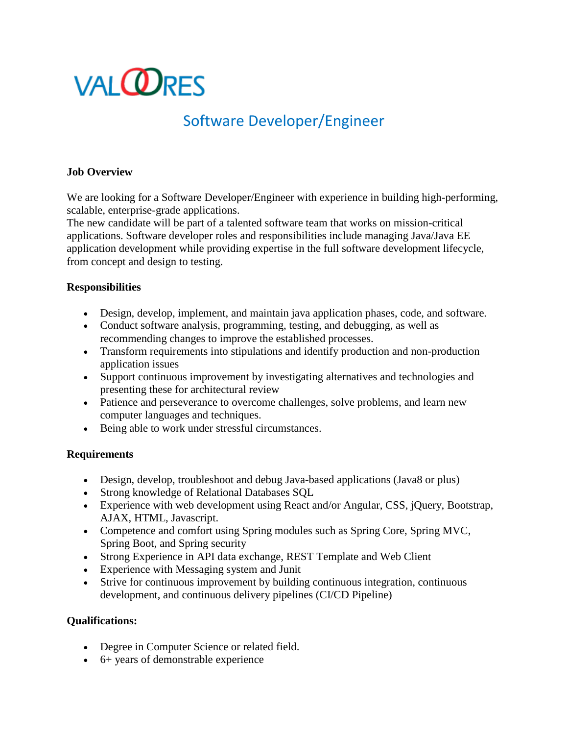VALOORES

# Software Developer/Engineer

**Job Overview**

We are looking for a Software Developer/Engineer with experience in building high-performing, scalable, enterprise-grade applications.
The new candidate will be part of a talented software team that works on mission-critical applications. Software developer roles and responsibilities include managing Java/Java EE application development while providing expertise in the full software development lifecycle, from concept and design to testing.

**Responsibilities**

- Design, develop, implement, and maintain java application phases, code, and software.
- Conduct software analysis, programming, testing, and debugging, as well as recommending changes to improve the established processes.
- Transform requirements into stipulations and identify production and non-production application issues
- Support continuous improvement by investigating alternatives and technologies and presenting these for architectural review
- Patience and perseverance to overcome challenges, solve problems, and learn new computer languages and techniques.
- Being able to work under stressful circumstances.

**Requirements**

- Design, develop, troubleshoot and debug Java-based applications (Java8 or plus)
- Strong knowledge of Relational Databases SQL
- Experience with web development using React and/or Angular, CSS, jQuery, Bootstrap, AJAX, HTML, Javascript.
- Competence and comfort using Spring modules such as Spring Core, Spring MVC, Spring Boot, and Spring security
- Strong Experience in API data exchange, REST Template and Web Client
- Experience with Messaging system and Junit
- Strive for continuous improvement by building continuous integration, continuous development, and continuous delivery pipelines (CI/CD Pipeline)

**Qualifications:**

- Degree in Computer Science or related field.
- 6+ years of demonstrable experience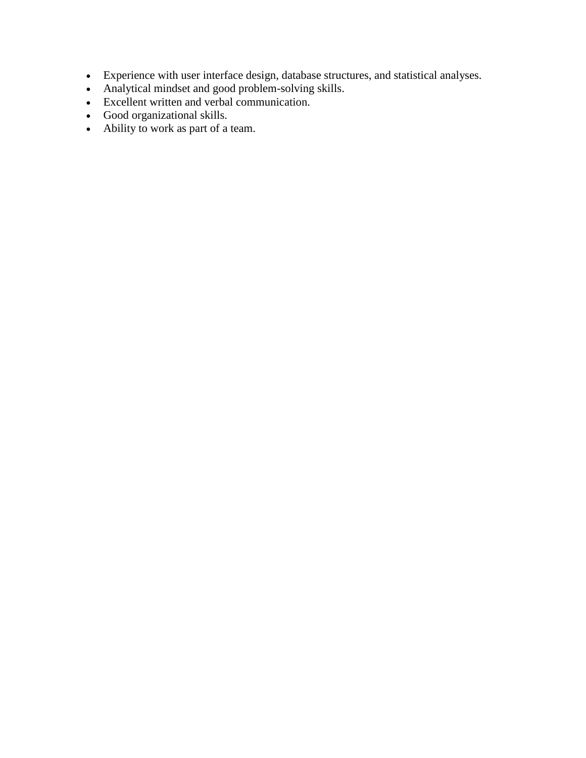- Experience with user interface design, database structures, and statistical analyses.
- Analytical mindset and good problem-solving skills.
- Excellent written and verbal communication.
- Good organizational skills.
- Ability to work as part of a team.